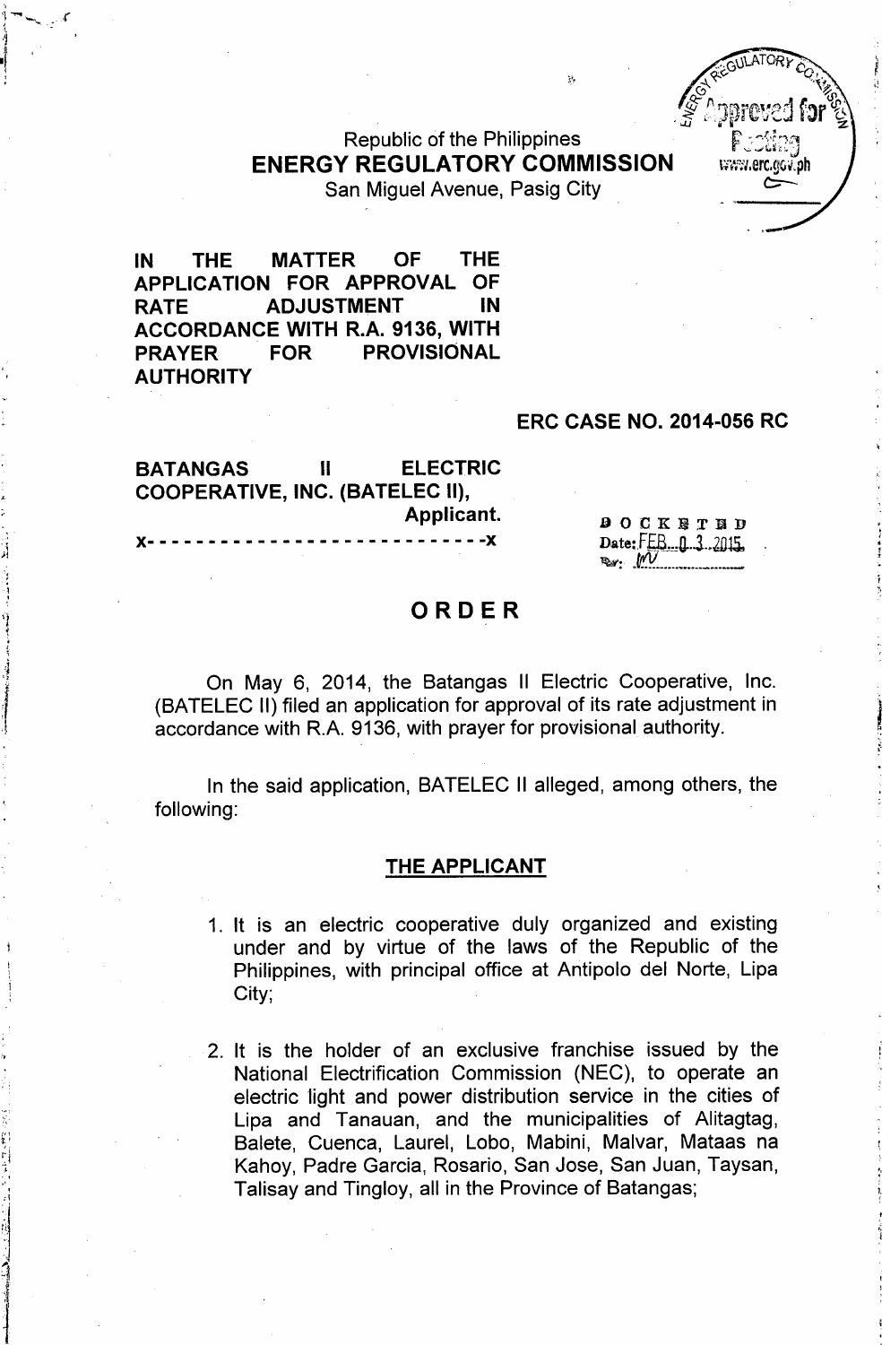Republic of the Philippines
**ENERGY REGULATORY COMMISSION**
San Miguel Avenue, Pasig City

**IN THE MATTER OF THE APPLICATION FOR APPROVAL OF RATE ADJUSTMENT IN ACCORDANCE WITH R.A. 9136, WITH PRAYER FOR PROVISIONAL AUTHORITY**

**ERC CASE NO. 2014-056 RC**

**BATANGAS II ELECTRIC COOPERATIVE, INC. (BATELEC II),**
**Applicant.**
**x- - - - - - - - - - - - - - - - - - - - - - - - - -x**

DOCKETED
Date: FEB 03 2015
By: MV

# ORDER

On May 6, 2014, the Batangas II Electric Cooperative, Inc. (BATELEC II) filed an application for approval of its rate adjustment in accordance with R.A. 9136, with prayer for provisional authority.

In the said application, BATELEC II alleged, among others, the following:

## THE APPLICANT

1. It is an electric cooperative duly organized and existing under and by virtue of the laws of the Republic of the Philippines, with principal office at Antipolo del Norte, Lipa City;

2. It is the holder of an exclusive franchise issued by the National Electrification Commission (NEC), to operate an electric light and power distribution service in the cities of Lipa and Tanauan, and the municipalities of Alitagtag, Balete, Cuenca, Laurel, Lobo, Mabini, Malvar, Mataas na Kahoy, Padre Garcia, Rosario, San Jose, San Juan, Taysan, Talisay and Tingloy, all in the Province of Batangas;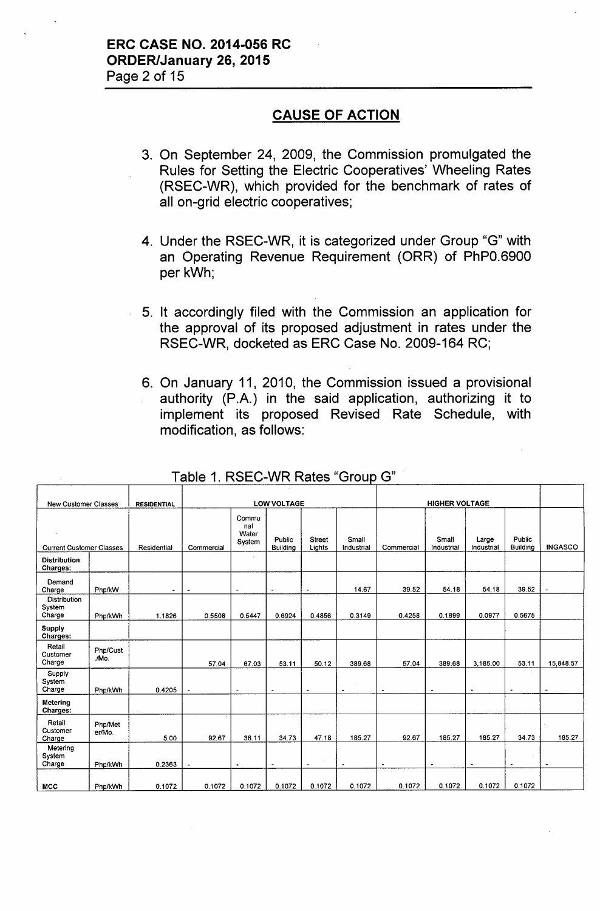ERC CASE NO. 2014-056 RC
ORDER/January 26, 2015

## CAUSE OF ACTION

3. On September 24, 2009, the Commission promulgated the Rules for Setting the Electric Cooperatives' Wheeling Rates (RSEC-WR), which provided for the benchmark of rates of all on-grid electric cooperatives;

4. Under the RSEC-WR, it is categorized under Group "G" with an Operating Revenue Requirement (ORR) of PhP0.6900 per kWh;

5. It accordingly filed with the Commission an application for the approval of its proposed adjustment in rates under the RSEC-WR, docketed as ERC Case No. 2009-164 RC;

6. On January 11, 2010, the Commission issued a provisional authority (P.A.) in the said application, authorizing it to implement its proposed Revised Rate Schedule, with modification, as follows:

Table 1. RSEC-WR Rates "Group G"

| New Customer Classes | | RESIDENTIAL | LOW VOLTAGE | | | | | | HIGHER VOLTAGE | | | | |
|---|---|---|---|---|---|---|---|---|---|---|---|---|---|
| Current Customer Classes | | Residential | Commercial | Communal Water System | Public Building | Street Lights | Small Industrial | Commercial | Small Industrial | Large Industrial | Public Building | INGASCO |
| **Distribution Charges:** | | | | | | | | | | | | |
| Demand Charge | Php/kW | - | - | - | - | - | 14.67 | 39.52 | 54.18 | 54.18 | 39.52 | - |
| Distribution System Charge | Php/kWh | 1.1826 | 0.5508 | 0.5447 | 0.6924 | 0.4856 | 0.3149 | 0.4258 | 0.1899 | 0.0977 | 0.5675 | |
| **Supply Charges:** | | | | | | | | | | | | |
| Retail Customer Charge | Php/Cust./Mo. | | 57.04 | 67.03 | 53.11 | 50.12 | 389.68 | 57.04 | 389.68 | 3,185.00 | 53.11 | 15,848.57 |
| Supply System Charge | Php/kWh | 0.4205 | - | - | - | - | - | - | - | - | - | - |
| **Metering Charges:** | | | | | | | | | | | | |
| Retail Customer Charge | Php/Meter/Mo. | 5.00 | 92.67 | 38.11 | 34.73 | 47.18 | 185.27 | 92.67 | 185.27 | 185.27 | 34.73 | 185.27 |
| Metering System Charge | Php/kWh | 0.2363 | - | - | - | - | - | - | - | - | - | - |
| **MCC** | Php/kWh | 0.1072 | 0.1072 | 0.1072 | 0.1072 | 0.1072 | 0.1072 | 0.1072 | 0.1072 | 0.1072 | 0.1072 | |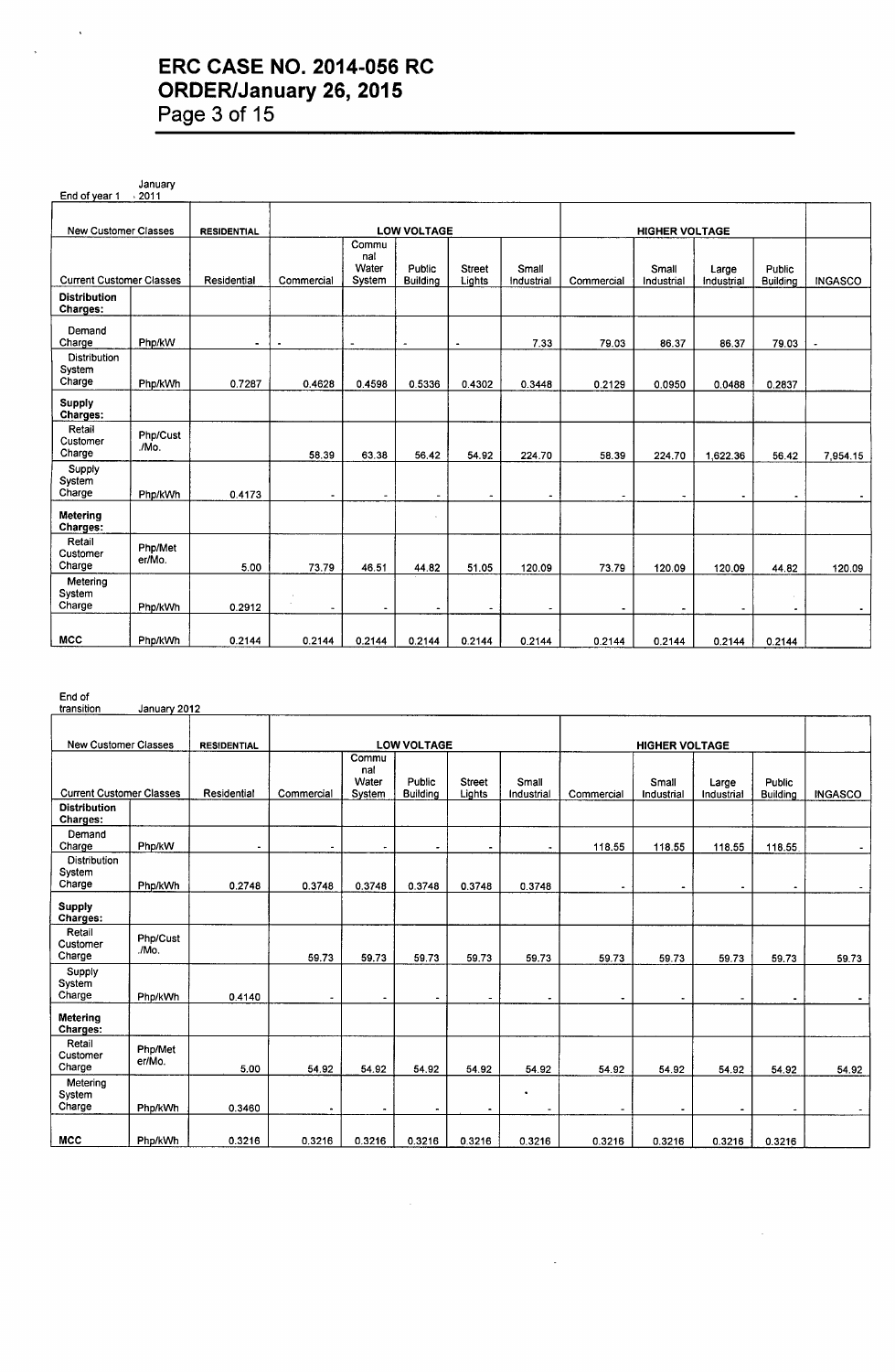End of year 1 January 2011

| New Customer Classes | | RESIDENTIAL | LOW VOLTAGE | | | | | | HIGHER VOLTAGE | | | | |
|---|---|---|---|---|---|---|---|---|---|---|---|---|---|
| Current Customer Classes | | Residential | Commercial | Communal Water System | Public Building | Street Lights | Small Industrial | Commercial | Small Industrial | Large Industrial | Public Building | INGASCO |
| **Distribution Charges:** | | | | | | | | | | | | |
| Demand Charge | Php/kW | - | - | - | - | - | 7.33 | 79.03 | 86.37 | 86.37 | 79.03 | - |
| Distribution System Charge | Php/kWh | 0.7287 | 0.4628 | 0.4598 | 0.5336 | 0.4302 | 0.3448 | 0.2129 | 0.0950 | 0.0488 | 0.2837 | |
| **Supply Charges:** | | | | | | | | | | | | |
| Retail Customer Charge | Php/Cust./Mo. | | 58.39 | 63.38 | 56.42 | 54.92 | 224.70 | 58.39 | 224.70 | 1,622.36 | 56.42 | 7,954.15 |
| Supply System Charge | Php/kWh | 0.4173 | - | - | - | - | - | - | - | - | - | - |
| **Metering Charges:** | | | | | | | | | | | | |
| Retail Customer Charge | Php/Meter/Mo. | 5.00 | 73.79 | 46.51 | 44.82 | 51.05 | 120.09 | 73.79 | 120.09 | 120.09 | 44.82 | 120.09 |
| Metering System Charge | Php/kWh | 0.2912 | - | - | - | - | - | - | - | - | - | - |
| **MCC** | Php/kWh | 0.2144 | 0.2144 | 0.2144 | 0.2144 | 0.2144 | 0.2144 | 0.2144 | 0.2144 | 0.2144 | 0.2144 | |

End of transition January 2012

| New Customer Classes | | RESIDENTIAL | LOW VOLTAGE | | | | | | HIGHER VOLTAGE | | | | |
|---|---|---|---|---|---|---|---|---|---|---|---|---|---|
| Current Customer Classes | | Residential | Commercial | Communal Water System | Public Building | Street Lights | Small Industrial | Commercial | Small Industrial | Large Industrial | Public Building | INGASCO |
| **Distribution Charges:** | | | | | | | | | | | | |
| Demand Charge | Php/kW | - | - | - | - | - | - | 118.55 | 118.55 | 118.55 | 118.55 | - |
| Distribution System Charge | Php/kWh | 0.2748 | 0.3748 | 0.3748 | 0.3748 | 0.3748 | 0.3748 | - | - | - | - | - |
| **Supply Charges:** | | | | | | | | | | | | |
| Retail Customer Charge | Php/Cust./Mo. | | 59.73 | 59.73 | 59.73 | 59.73 | 59.73 | 59.73 | 59.73 | 59.73 | 59.73 | 59.73 |
| Supply System Charge | Php/kWh | 0.4140 | - | - | - | - | - | - | - | - | - | - |
| **Metering Charges:** | | | | | | | | | | | | |
| Retail Customer Charge | Php/Meter/Mo. | 5.00 | 54.92 | 54.92 | 54.92 | 54.92 | 54.92 | 54.92 | 54.92 | 54.92 | 54.92 | 54.92 |
| Metering System Charge | Php/kWh | 0.3460 | - | - | - | - | - | - | - | - | - | - |
| **MCC** | Php/kWh | 0.3216 | 0.3216 | 0.3216 | 0.3216 | 0.3216 | 0.3216 | 0.3216 | 0.3216 | 0.3216 | 0.3216 | |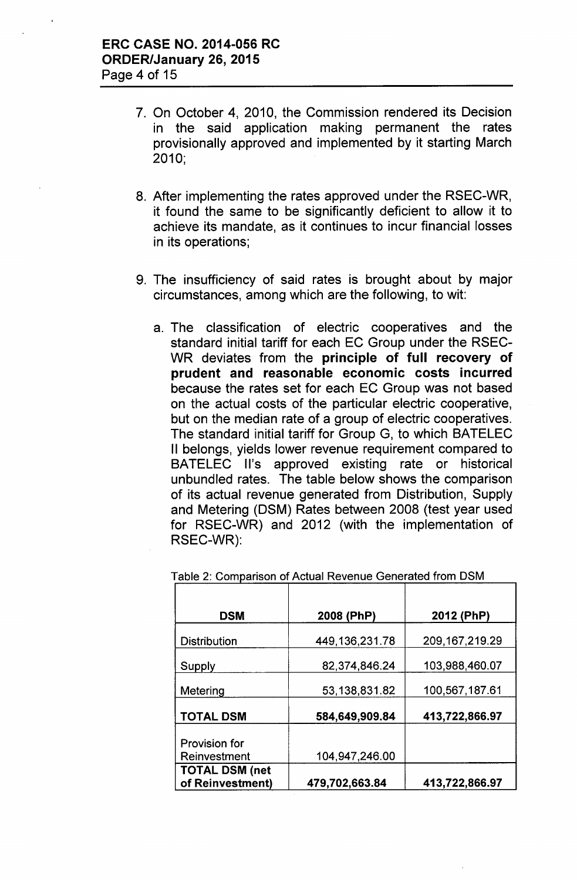7. On October 4, 2010, the Commission rendered its Decision in the said application making permanent the rates provisionally approved and implemented by it starting March 2010;

8. After implementing the rates approved under the RSEC-WR, it found the same to be significantly deficient to allow it to achieve its mandate, as it continues to incur financial losses in its operations;

9. The insufficiency of said rates is brought about by major circumstances, among which are the following, to wit:

   a. The classification of electric cooperatives and the standard initial tariff for each EC Group under the RSEC-WR deviates from the **principle of full recovery of prudent and reasonable economic costs incurred** because the rates set for each EC Group was not based on the actual costs of the particular electric cooperative, but on the median rate of a group of electric cooperatives. The standard initial tariff for Group G, to which BATELEC II belongs, yields lower revenue requirement compared to BATELEC II's approved existing rate or historical unbundled rates. The table below shows the comparison of its actual revenue generated from Distribution, Supply and Metering (DSM) Rates between 2008 (test year used for RSEC-WR) and 2012 (with the implementation of RSEC-WR):

Table 2: Comparison of Actual Revenue Generated from DSM

| DSM | 2008 (PhP) | 2012 (PhP) |
|---|---|---|
| Distribution | 449,136,231.78 | 209,167,219.29 |
| Supply | 82,374,846.24 | 103,988,460.07 |
| Metering | 53,138,831.82 | 100,567,187.61 |
| **TOTAL DSM** | **584,649,909.84** | **413,722,866.97** |
| Provision for Reinvestment | 104,947,246.00 | |
| **TOTAL DSM (net of Reinvestment)** | **479,702,663.84** | **413,722,866.97** |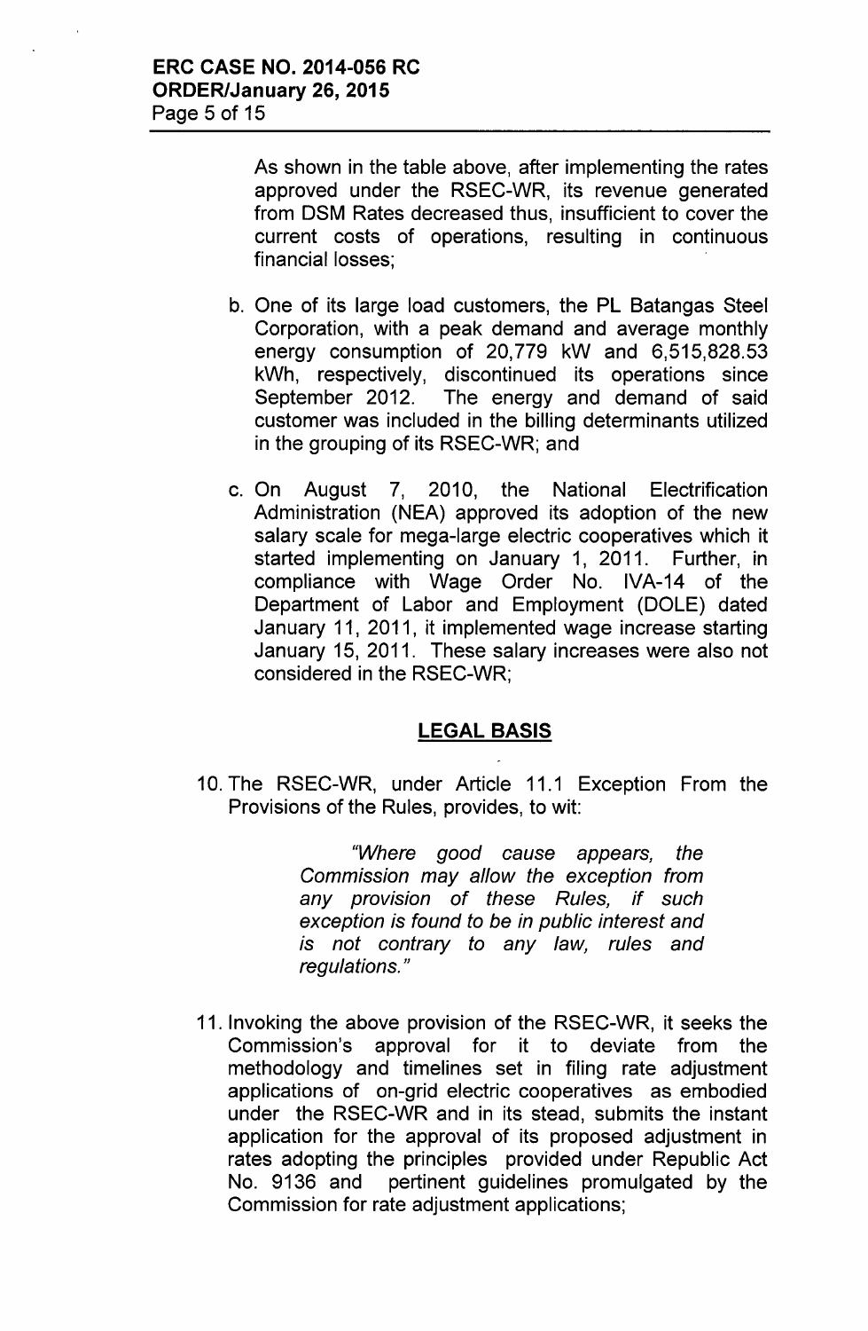As shown in the table above, after implementing the rates approved under the RSEC-WR, its revenue generated from DSM Rates decreased thus, insufficient to cover the current costs of operations, resulting in continuous financial losses;

b. One of its large load customers, the PL Batangas Steel Corporation, with a peak demand and average monthly energy consumption of 20,779 kW and 6,515,828.53 kWh, respectively, discontinued its operations since September 2012. The energy and demand of said customer was included in the billing determinants utilized in the grouping of its RSEC-WR; and

c. On August 7, 2010, the National Electrification Administration (NEA) approved its adoption of the new salary scale for mega-large electric cooperatives which it started implementing on January 1, 2011. Further, in compliance with Wage Order No. IVA-14 of the Department of Labor and Employment (DOLE) dated January 11, 2011, it implemented wage increase starting January 15, 2011. These salary increases were also not considered in the RSEC-WR;

## LEGAL BASIS

10. The RSEC-WR, under Article 11.1 Exception From the Provisions of the Rules, provides, to wit:

> *"Where good cause appears, the Commission may allow the exception from any provision of these Rules, if such exception is found to be in public interest and is not contrary to any law, rules and regulations."*

11. Invoking the above provision of the RSEC-WR, it seeks the Commission's approval for it to deviate from the methodology and timelines set in filing rate adjustment applications of on-grid electric cooperatives as embodied under the RSEC-WR and in its stead, submits the instant application for the approval of its proposed adjustment in rates adopting the principles provided under Republic Act No. 9136 and pertinent guidelines promulgated by the Commission for rate adjustment applications;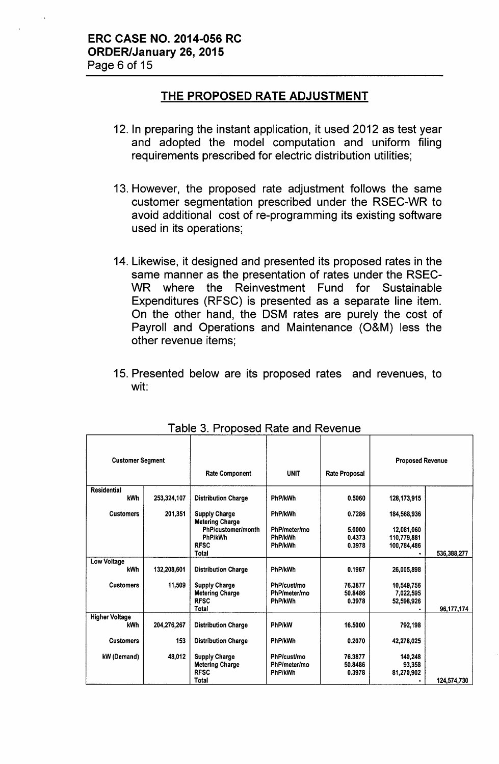ERC CASE NO. 2014-056 RC
ORDER/January 26, 2015

## THE PROPOSED RATE ADJUSTMENT

12. In preparing the instant application, it used 2012 as test year and adopted the model computation and uniform filing requirements prescribed for electric distribution utilities;

13. However, the proposed rate adjustment follows the same customer segmentation prescribed under the RSEC-WR to avoid additional cost of re-programming its existing software used in its operations;

14. Likewise, it designed and presented its proposed rates in the same manner as the presentation of rates under the RSEC-WR where the Reinvestment Fund for Sustainable Expenditures (RFSC) is presented as a separate line item. On the other hand, the DSM rates are purely the cost of Payroll and Operations and Maintenance (O&M) less the other revenue items;

15. Presented below are its proposed rates and revenues, to wit:

Table 3. Proposed Rate and Revenue

| Customer Segment | | Rate Component | UNIT | Rate Proposal | Proposed Revenue | |
|---|---|---|---|---|---|---|
| **Residential** | | | | | | |
| kWh | 253,324,107 | Distribution Charge | PhP/kWh | 0.5060 | 128,173,915 | |
| Customers | 201,351 | Supply Charge | PhP/kWh | 0.7286 | 184,568,936 | |
| | | Metering Charge | | | | |
| | | PhP/customer/month | PhP/meter/mo | 5.0000 | 12,081,060 | |
| | | PhP/kWh | PhP/kWh | 0.4373 | 110,779,881 | |
| | | RFSC | PhP/kWh | 0.3978 | 100,784,486 | |
| | | Total | | | - | 536,388,277 |
| **Low Voltage** | | | | | | |
| kWh | 132,208,601 | Distribution Charge | PhP/kWh | 0.1967 | 26,005,898 | |
| Customers | 11,509 | Supply Charge | PhP/cust/mo | 76.3877 | 10,549,756 | |
| | | Metering Charge | PhP/meter/mo | 50.8486 | 7,022,595 | |
| | | RFSC | PhP/kWh | 0.3978 | 52,598,926 | |
| | | Total | | | - | 96,177,174 |
| **Higher Voltage** | | | | | | |
| kWh | 204,276,267 | Distribution Charge | PhP/kW | 16.5000 | 792,198 | |
| Customers | 153 | Distribution Charge | PhP/kWh | 0.2070 | 42,278,025 | |
| kW (Demand) | 48,012 | Supply Charge | PhP/cust/mo | 76.3877 | 140,248 | |
| | | Metering Charge | PhP/meter/mo | 50.8486 | 93,358 | |
| | | RFSC | PhP/kWh | 0.3978 | 81,270,902 | |
| | | Total | | | - | 124,574,730 |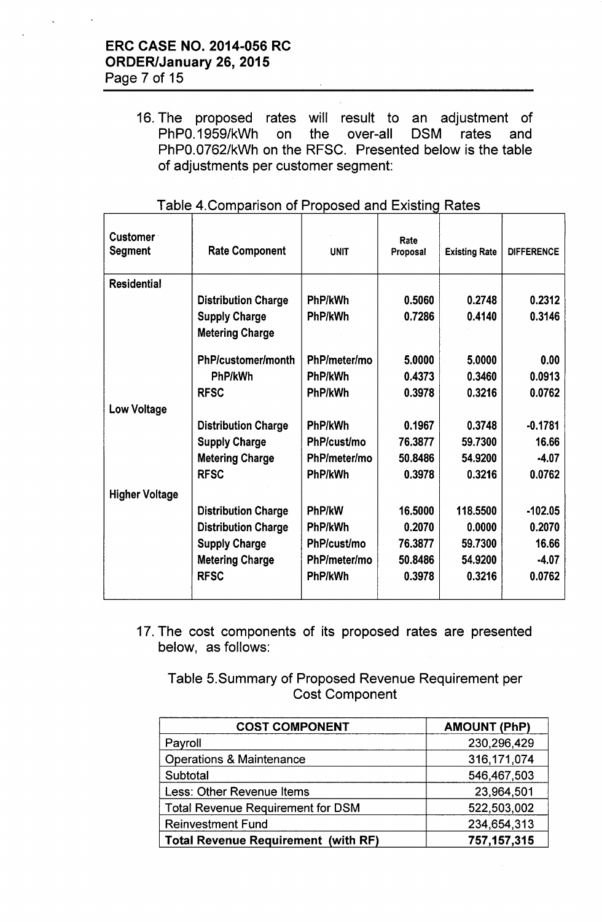16. The proposed rates will result to an adjustment of PhP0.1959/kWh on the over-all DSM rates and PhP0.0762/kWh on the RFSC. Presented below is the table of adjustments per customer segment:

Table 4.Comparison of Proposed and Existing Rates

| Customer Segment | Rate Component | UNIT | Rate Proposal | Existing Rate | DIFFERENCE |
|---|---|---|---|---|---|
| Residential | | | | | |
| | Distribution Charge | PhP/kWh | 0.5060 | 0.2748 | 0.2312 |
| | Supply Charge | PhP/kWh | 0.7286 | 0.4140 | 0.3146 |
| | Metering Charge | | | | |
| | PhP/customer/month | PhP/meter/mo | 5.0000 | 5.0000 | 0.00 |
| | PhP/kWh | PhP/kWh | 0.4373 | 0.3460 | 0.0913 |
| | RFSC | PhP/kWh | 0.3978 | 0.3216 | 0.0762 |
| Low Voltage | | | | | |
| | Distribution Charge | PhP/kWh | 0.1967 | 0.3748 | -0.1781 |
| | Supply Charge | PhP/cust/mo | 76.3877 | 59.7300 | 16.66 |
| | Metering Charge | PhP/meter/mo | 50.8486 | 54.9200 | -4.07 |
| | RFSC | PhP/kWh | 0.3978 | 0.3216 | 0.0762 |
| Higher Voltage | | | | | |
| | Distribution Charge | PhP/kW | 16.5000 | 118.5500 | -102.05 |
| | Distribution Charge | PhP/kWh | 0.2070 | 0.0000 | 0.2070 |
| | Supply Charge | PhP/cust/mo | 76.3877 | 59.7300 | 16.66 |
| | Metering Charge | PhP/meter/mo | 50.8486 | 54.9200 | -4.07 |
| | RFSC | PhP/kWh | 0.3978 | 0.3216 | 0.0762 |

17. The cost components of its proposed rates are presented below, as follows:

Table 5.Summary of Proposed Revenue Requirement per Cost Component

| COST COMPONENT | AMOUNT (PhP) |
|---|---|
| Payroll | 230,296,429 |
| Operations & Maintenance | 316,171,074 |
| Subtotal | 546,467,503 |
| Less: Other Revenue Items | 23,964,501 |
| Total Revenue Requirement for DSM | 522,503,002 |
| Reinvestment Fund | 234,654,313 |
| **Total Revenue Requirement (with RF)** | **757,157,315** |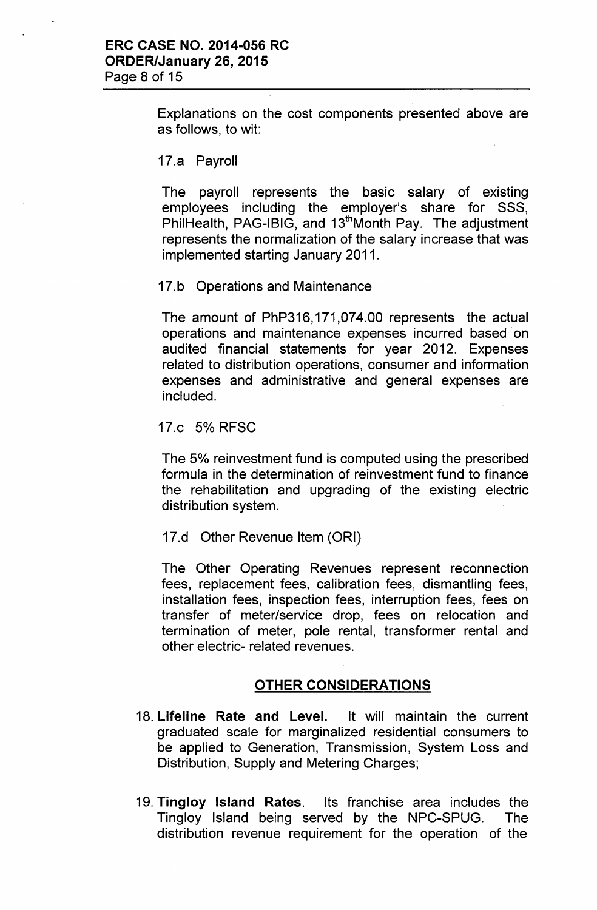Explanations on the cost components presented above are as follows, to wit:

17.a Payroll

The payroll represents the basic salary of existing employees including the employer's share for SSS, PhilHealth, PAG-IBIG, and 13thMonth Pay. The adjustment represents the normalization of the salary increase that was implemented starting January 2011.

17.b Operations and Maintenance

The amount of PhP316,171,074.00 represents the actual operations and maintenance expenses incurred based on audited financial statements for year 2012. Expenses related to distribution operations, consumer and information expenses and administrative and general expenses are included.

17.c 5% RFSC

The 5% reinvestment fund is computed using the prescribed formula in the determination of reinvestment fund to finance the rehabilitation and upgrading of the existing electric distribution system.

17.d Other Revenue Item (ORI)

The Other Operating Revenues represent reconnection fees, replacement fees, calibration fees, dismantling fees, installation fees, inspection fees, interruption fees, fees on transfer of meter/service drop, fees on relocation and termination of meter, pole rental, transformer rental and other electric- related revenues.

## OTHER CONSIDERATIONS

18. **Lifeline Rate and Level.** It will maintain the current graduated scale for marginalized residential consumers to be applied to Generation, Transmission, System Loss and Distribution, Supply and Metering Charges;

19. **Tingloy Island Rates.** Its franchise area includes the Tingloy Island being served by the NPC-SPUG. The distribution revenue requirement for the operation of the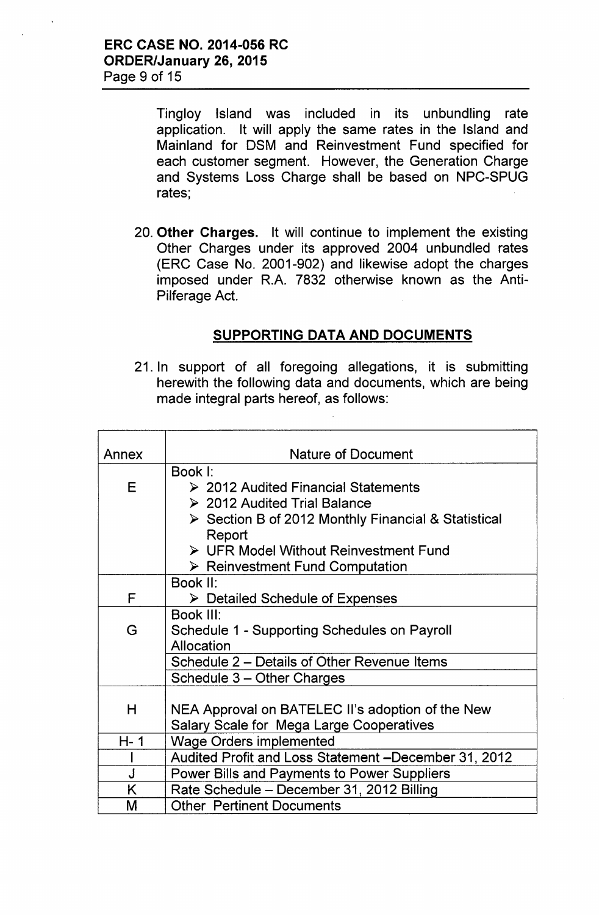Tingloy Island was included in its unbundling rate application. It will apply the same rates in the Island and Mainland for DSM and Reinvestment Fund specified for each customer segment. However, the Generation Charge and Systems Loss Charge shall be based on NPC-SPUG rates;

20. **Other Charges.** It will continue to implement the existing Other Charges under its approved 2004 unbundled rates (ERC Case No. 2001-902) and likewise adopt the charges imposed under R.A. 7832 otherwise known as the Anti-Pilferage Act.

## SUPPORTING DATA AND DOCUMENTS

21. In support of all foregoing allegations, it is submitting herewith the following data and documents, which are being made integral parts hereof, as follows:

| Annex | Nature of Document |
|---|---|
| E | Book I:<br>➤ 2012 Audited Financial Statements<br>➤ 2012 Audited Trial Balance<br>➤ Section B of 2012 Monthly Financial & Statistical Report<br>➤ UFR Model Without Reinvestment Fund<br>➤ Reinvestment Fund Computation |
| F | Book II:<br>➤ Detailed Schedule of Expenses |
| G | Book III:<br>Schedule 1 - Supporting Schedules on Payroll Allocation |
| | Schedule 2 – Details of Other Revenue Items |
| | Schedule 3 – Other Charges |
| H | NEA Approval on BATELEC II's adoption of the New Salary Scale for Mega Large Cooperatives |
| H- 1 | Wage Orders implemented |
| I | Audited Profit and Loss Statement –December 31, 2012 |
| J | Power Bills and Payments to Power Suppliers |
| K | Rate Schedule – December 31, 2012 Billing |
| M | Other Pertinent Documents |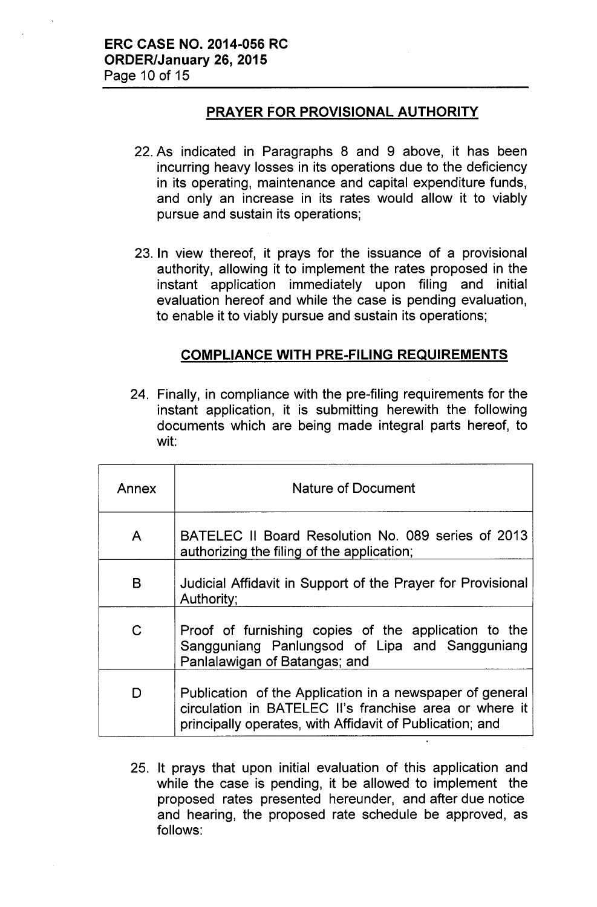## PRAYER FOR PROVISIONAL AUTHORITY

22. As indicated in Paragraphs 8 and 9 above, it has been incurring heavy losses in its operations due to the deficiency in its operating, maintenance and capital expenditure funds, and only an increase in its rates would allow it to viably pursue and sustain its operations;

23. In view thereof, it prays for the issuance of a provisional authority, allowing it to implement the rates proposed in the instant application immediately upon filing and initial evaluation hereof and while the case is pending evaluation, to enable it to viably pursue and sustain its operations;

## COMPLIANCE WITH PRE-FILING REQUIREMENTS

24. Finally, in compliance with the pre-filing requirements for the instant application, it is submitting herewith the following documents which are being made integral parts hereof, to wit:

| Annex | Nature of Document |
|---|---|
| A | BATELEC II Board Resolution No. 089 series of 2013 authorizing the filing of the application; |
| B | Judicial Affidavit in Support of the Prayer for Provisional Authority; |
| C | Proof of furnishing copies of the application to the Sangguniang Panlungsod of Lipa and Sangguniang Panlalawigan of Batangas; and |
| D | Publication of the Application in a newspaper of general circulation in BATELEC II's franchise area or where it principally operates, with Affidavit of Publication; and |

25. It prays that upon initial evaluation of this application and while the case is pending, it be allowed to implement the proposed rates presented hereunder, and after due notice and hearing, the proposed rate schedule be approved, as follows: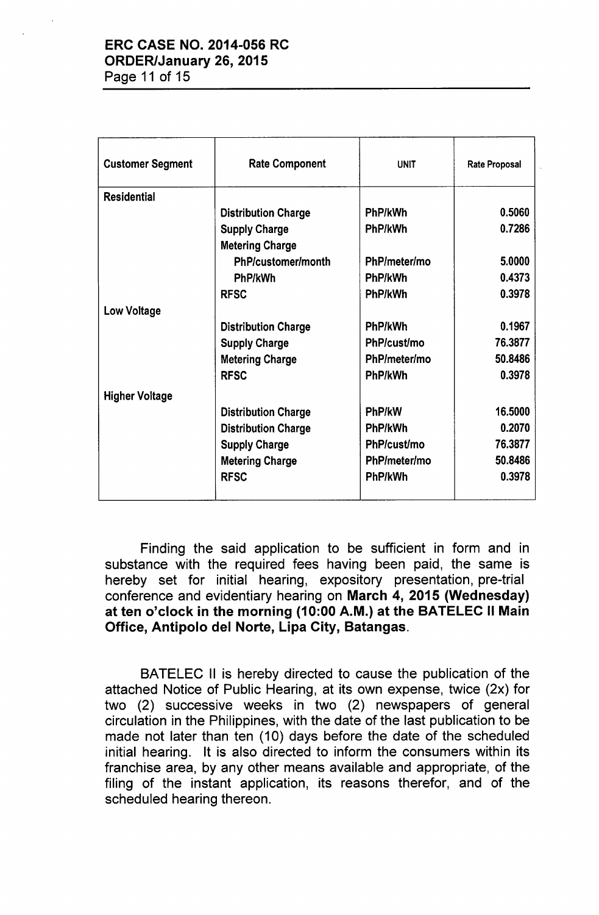| Customer Segment | Rate Component | UNIT | Rate Proposal |
|---|---|---|---|
| **Residential** | | | |
| | **Distribution Charge** | **PhP/kWh** | **0.5060** |
| | **Supply Charge** | **PhP/kWh** | **0.7286** |
| | **Metering Charge** | | |
| | **PhP/customer/month** | **PhP/meter/mo** | **5.0000** |
| | **PhP/kWh** | **PhP/kWh** | **0.4373** |
| | **RFSC** | **PhP/kWh** | **0.3978** |
| **Low Voltage** | | | |
| | **Distribution Charge** | **PhP/kWh** | **0.1967** |
| | **Supply Charge** | **PhP/cust/mo** | **76.3877** |
| | **Metering Charge** | **PhP/meter/mo** | **50.8486** |
| | **RFSC** | **PhP/kWh** | **0.3978** |
| **Higher Voltage** | | | |
| | **Distribution Charge** | **PhP/kW** | **16.5000** |
| | **Distribution Charge** | **PhP/kWh** | **0.2070** |
| | **Supply Charge** | **PhP/cust/mo** | **76.3877** |
| | **Metering Charge** | **PhP/meter/mo** | **50.8486** |
| | **RFSC** | **PhP/kWh** | **0.3978** |

Finding the said application to be sufficient in form and in substance with the required fees having been paid, the same is hereby set for initial hearing, expository presentation, pre-trial conference and evidentiary hearing on **March 4, 2015 (Wednesday) at ten o'clock in the morning (10:00 A.M.) at the BATELEC II Main Office, Antipolo del Norte, Lipa City, Batangas**.

BATELEC II is hereby directed to cause the publication of the attached Notice of Public Hearing, at its own expense, twice (2x) for two (2) successive weeks in two (2) newspapers of general circulation in the Philippines, with the date of the last publication to be made not later than ten (10) days before the date of the scheduled initial hearing. It is also directed to inform the consumers within its franchise area, by any other means available and appropriate, of the filing of the instant application, its reasons therefor, and of the scheduled hearing thereon.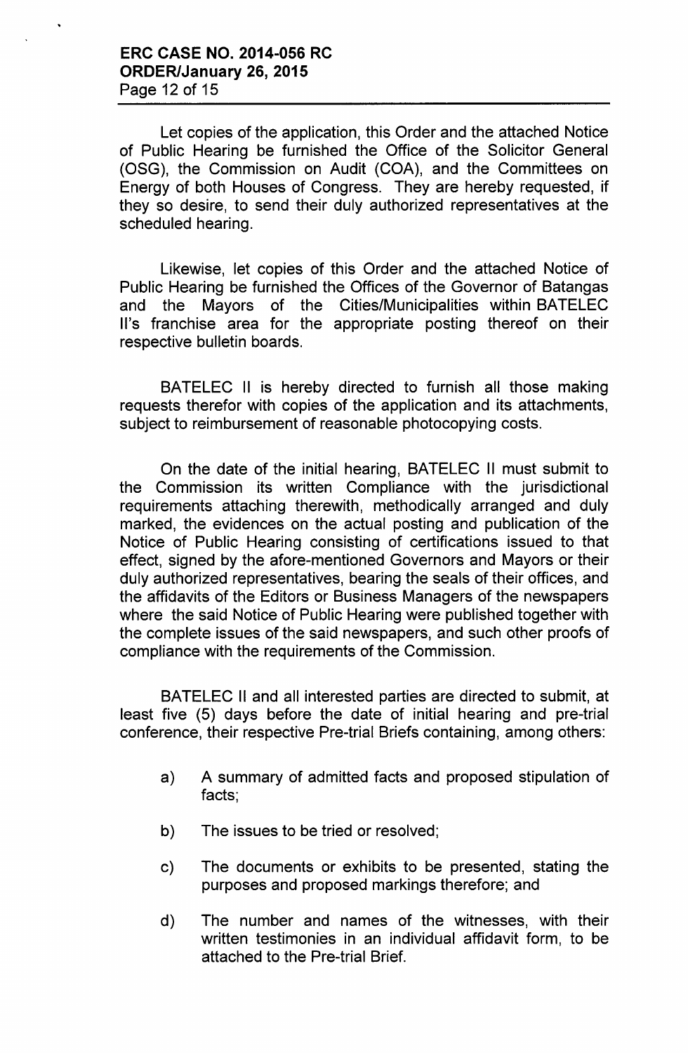Let copies of the application, this Order and the attached Notice of Public Hearing be furnished the Office of the Solicitor General (OSG), the Commission on Audit (COA), and the Committees on Energy of both Houses of Congress. They are hereby requested, if they so desire, to send their duly authorized representatives at the scheduled hearing.

Likewise, let copies of this Order and the attached Notice of Public Hearing be furnished the Offices of the Governor of Batangas and the Mayors of the Cities/Municipalities within BATELEC II's franchise area for the appropriate posting thereof on their respective bulletin boards.

BATELEC II is hereby directed to furnish all those making requests therefor with copies of the application and its attachments, subject to reimbursement of reasonable photocopying costs.

On the date of the initial hearing, BATELEC II must submit to the Commission its written Compliance with the jurisdictional requirements attaching therewith, methodically arranged and duly marked, the evidences on the actual posting and publication of the Notice of Public Hearing consisting of certifications issued to that effect, signed by the afore-mentioned Governors and Mayors or their duly authorized representatives, bearing the seals of their offices, and the affidavits of the Editors or Business Managers of the newspapers where the said Notice of Public Hearing were published together with the complete issues of the said newspapers, and such other proofs of compliance with the requirements of the Commission.

BATELEC II and all interested parties are directed to submit, at least five (5) days before the date of initial hearing and pre-trial conference, their respective Pre-trial Briefs containing, among others:

a) A summary of admitted facts and proposed stipulation of facts;

b) The issues to be tried or resolved;

c) The documents or exhibits to be presented, stating the purposes and proposed markings therefore; and

d) The number and names of the witnesses, with their written testimonies in an individual affidavit form, to be attached to the Pre-trial Brief.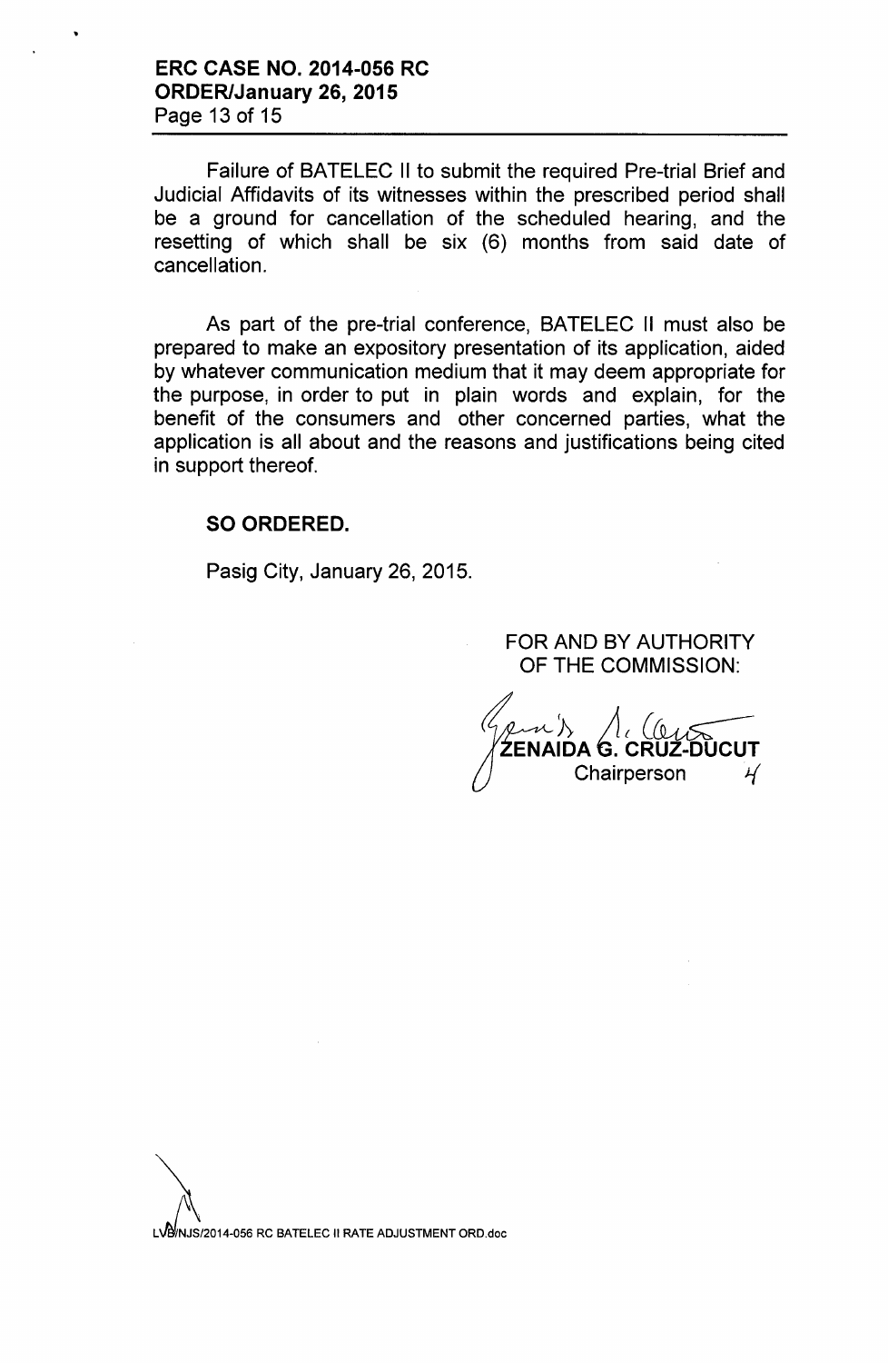Failure of BATELEC II to submit the required Pre-trial Brief and Judicial Affidavits of its witnesses within the prescribed period shall be a ground for cancellation of the scheduled hearing, and the resetting of which shall be six (6) months from said date of cancellation.

As part of the pre-trial conference, BATELEC II must also be prepared to make an expository presentation of its application, aided by whatever communication medium that it may deem appropriate for the purpose, in order to put in plain words and explain, for the benefit of the consumers and other concerned parties, what the application is all about and the reasons and justifications being cited in support thereof.

**SO ORDERED.**

Pasig City, January 26, 2015.

FOR AND BY AUTHORITY
OF THE COMMISSION:

**ZENAIDA G. CRUZ-DUCUT**
Chairperson

LVB/NJS/2014-056 RC BATELEC II RATE ADJUSTMENT ORD.doc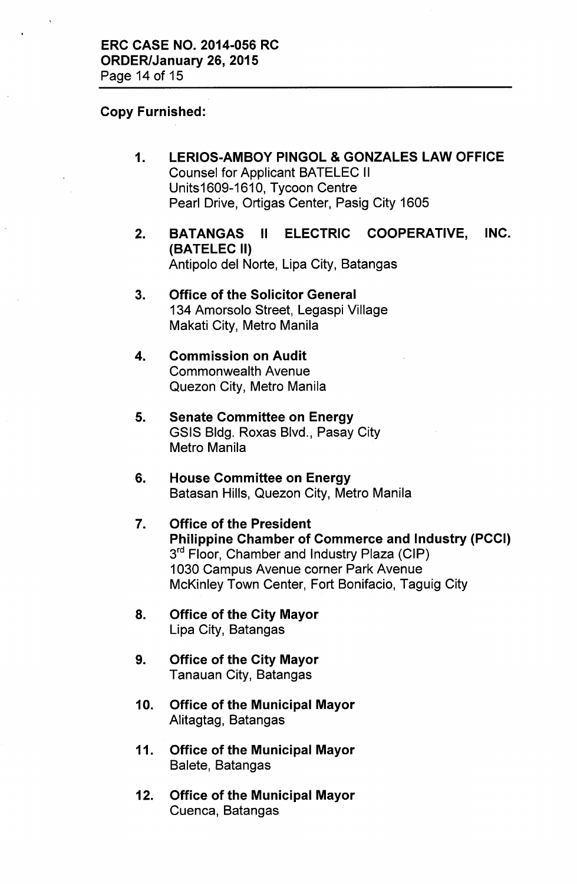**Copy Furnished:**

1. **LERIOS-AMBOY PINGOL & GONZALES LAW OFFICE**
   Counsel for Applicant BATELEC II
   Units1609-1610, Tycoon Centre
   Pearl Drive, Ortigas Center, Pasig City 1605

2. **BATANGAS II ELECTRIC COOPERATIVE, INC. (BATELEC II)**
   Antipolo del Norte, Lipa City, Batangas

3. **Office of the Solicitor General**
   134 Amorsolo Street, Legaspi Village
   Makati City, Metro Manila

4. **Commission on Audit**
   Commonwealth Avenue
   Quezon City, Metro Manila

5. **Senate Committee on Energy**
   GSIS Bldg. Roxas Blvd., Pasay City
   Metro Manila

6. **House Committee on Energy**
   Batasan Hills, Quezon City, Metro Manila

7. **Office of the President**
   **Philippine Chamber of Commerce and Industry (PCCI)**
   3rd Floor, Chamber and Industry Plaza (CIP)
   1030 Campus Avenue corner Park Avenue
   McKinley Town Center, Fort Bonifacio, Taguig City

8. **Office of the City Mayor**
   Lipa City, Batangas

9. **Office of the City Mayor**
   Tanauan City, Batangas

10. **Office of the Municipal Mayor**
    Alitagtag, Batangas

11. **Office of the Municipal Mayor**
    Balete, Batangas

12. **Office of the Municipal Mayor**
    Cuenca, Batangas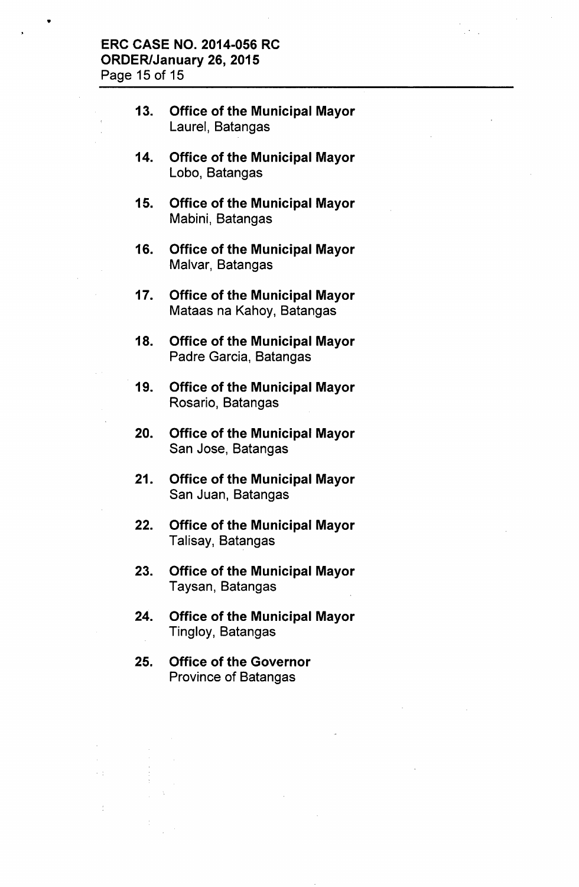13. **Office of the Municipal Mayor**
    Laurel, Batangas

14. **Office of the Municipal Mayor**
    Lobo, Batangas

15. **Office of the Municipal Mayor**
    Mabini, Batangas

16. **Office of the Municipal Mayor**
    Malvar, Batangas

17. **Office of the Municipal Mayor**
    Mataas na Kahoy, Batangas

18. **Office of the Municipal Mayor**
    Padre Garcia, Batangas

19. **Office of the Municipal Mayor**
    Rosario, Batangas

20. **Office of the Municipal Mayor**
    San Jose, Batangas

21. **Office of the Municipal Mayor**
    San Juan, Batangas

22. **Office of the Municipal Mayor**
    Talisay, Batangas

23. **Office of the Municipal Mayor**
    Taysan, Batangas

24. **Office of the Municipal Mayor**
    Tingloy, Batangas

25. **Office of the Governor**
    Province of Batangas